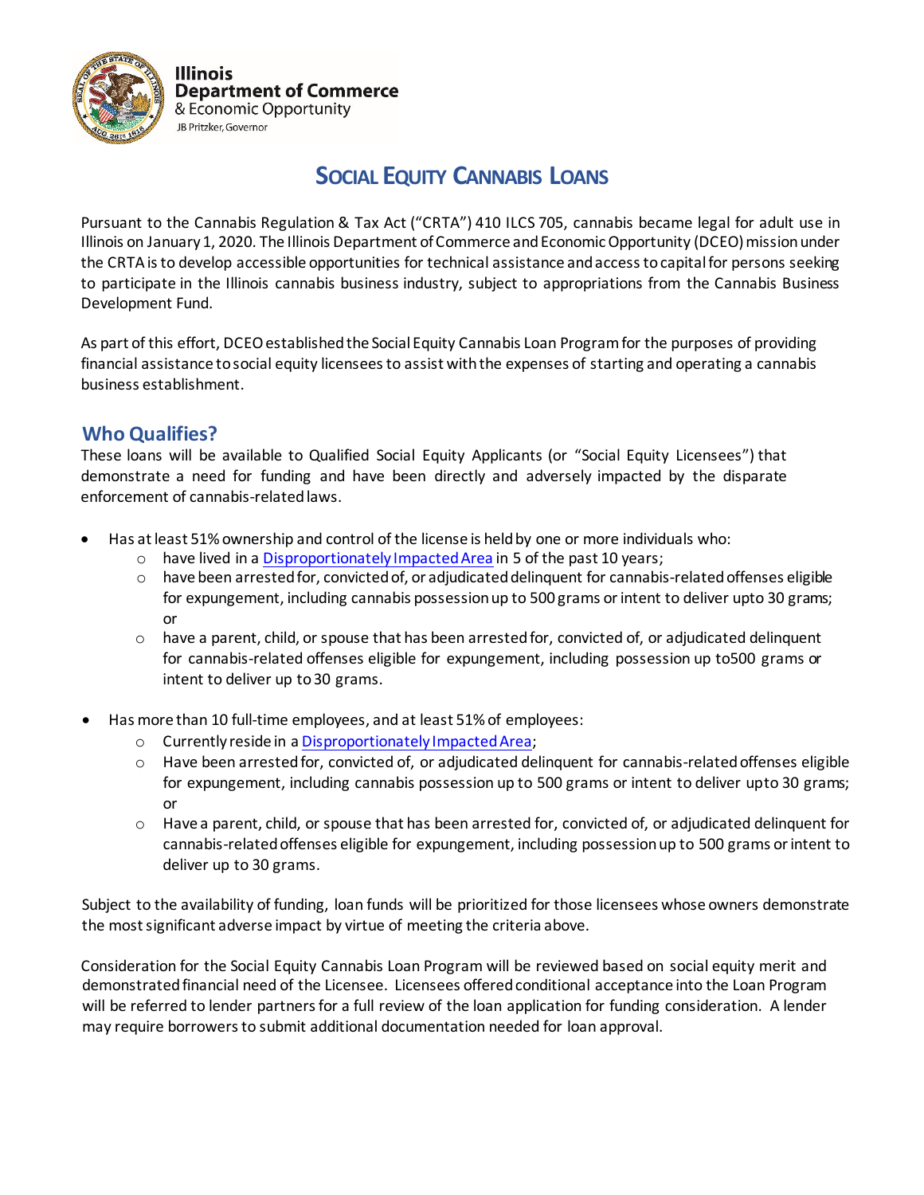Illinois Department of Commerce & Economic Opportunity
JB Pritzker, Governor

# SOCIAL EQUITY CANNABIS LOANS

Pursuant to the Cannabis Regulation & Tax Act ("CRTA") 410 ILCS 705, cannabis became legal for adult use in Illinois on January 1, 2020. The Illinois Department of Commerce and Economic Opportunity (DCEO) mission under the CRTA is to develop accessible opportunities for technical assistance and access to capital for persons seeking to participate in the Illinois cannabis business industry, subject to appropriations from the Cannabis Business Development Fund.

As part of this effort, DCEO established the Social Equity Cannabis Loan Program for the purposes of providing financial assistance to social equity licensees to assist with the expenses of starting and operating a cannabis business establishment.

## Who Qualifies?

These loans will be available to Qualified Social Equity Applicants (or "Social Equity Licensees") that demonstrate a need for funding and have been directly and adversely impacted by the disparate enforcement of cannabis-related laws.

- Has at least 51% ownership and control of the license is held by one or more individuals who:
  - have lived in a Disproportionately Impacted Area in 5 of the past 10 years;
  - have been arrested for, convicted of, or adjudicated delinquent for cannabis-related offenses eligible for expungement, including cannabis possession up to 500 grams or intent to deliver upto 30 grams; or
  - have a parent, child, or spouse that has been arrested for, convicted of, or adjudicated delinquent for cannabis-related offenses eligible for expungement, including possession up to500 grams or intent to deliver up to 30 grams.

- Has more than 10 full-time employees, and at least 51% of employees:
  - Currently reside in a Disproportionately Impacted Area;
  - Have been arrested for, convicted of, or adjudicated delinquent for cannabis-related offenses eligible for expungement, including cannabis possession up to 500 grams or intent to deliver upto 30 grams; or
  - Have a parent, child, or spouse that has been arrested for, convicted of, or adjudicated delinquent for cannabis-related offenses eligible for expungement, including possession up to 500 grams or intent to deliver up to 30 grams.

Subject to the availability of funding, loan funds will be prioritized for those licensees whose owners demonstrate the most significant adverse impact by virtue of meeting the criteria above.

Consideration for the Social Equity Cannabis Loan Program will be reviewed based on social equity merit and demonstrated financial need of the Licensee. Licensees offered conditional acceptance into the Loan Program will be referred to lender partners for a full review of the loan application for funding consideration. A lender may require borrowers to submit additional documentation needed for loan approval.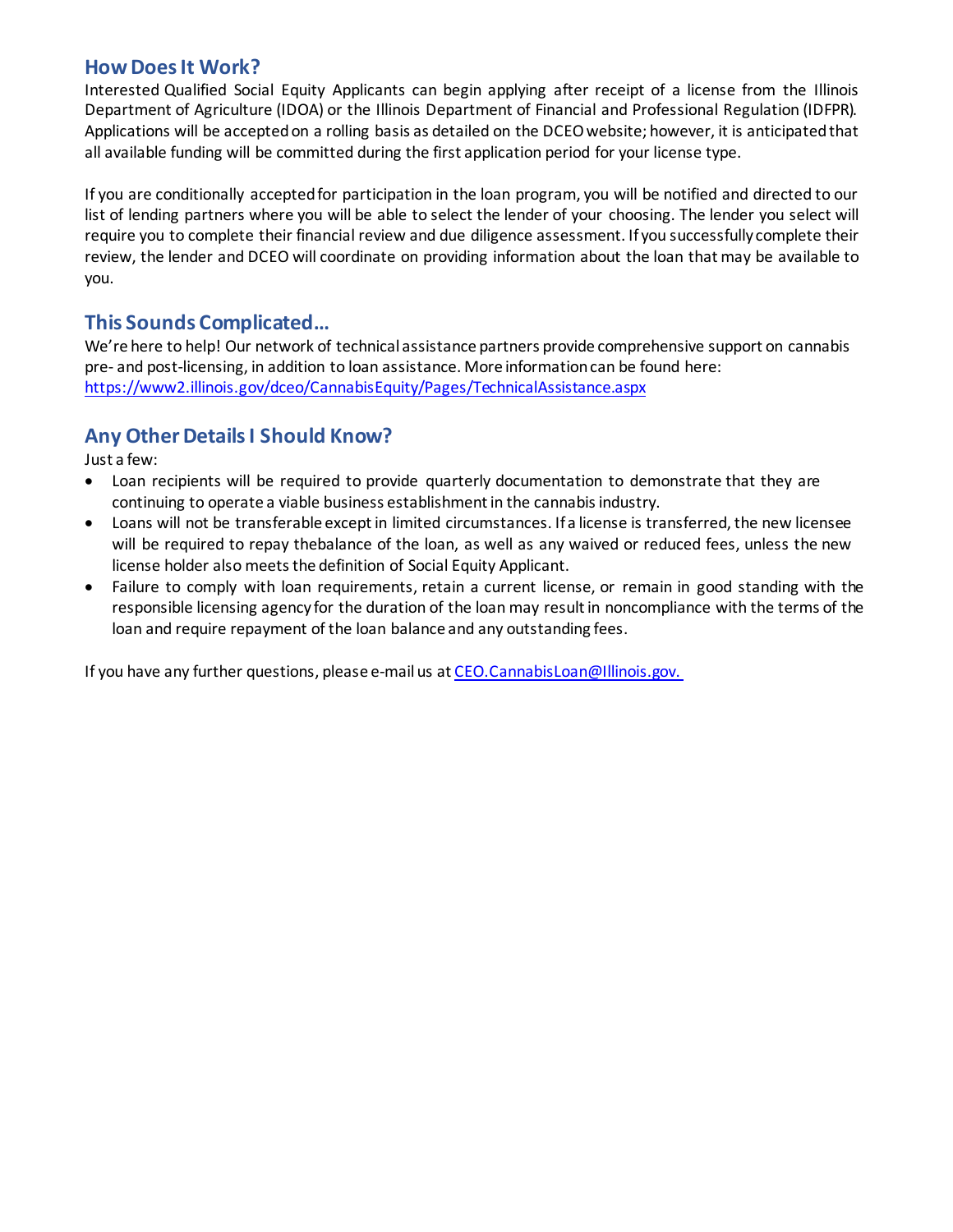## How Does It Work?

Interested Qualified Social Equity Applicants can begin applying after receipt of a license from the Illinois Department of Agriculture (IDOA) or the Illinois Department of Financial and Professional Regulation (IDFPR). Applications will be accepted on a rolling basis as detailed on the DCEO website; however, it is anticipated that all available funding will be committed during the first application period for your license type.

If you are conditionally accepted for participation in the loan program, you will be notified and directed to our list of lending partners where you will be able to select the lender of your choosing. The lender you select will require you to complete their financial review and due diligence assessment. If you successfully complete their review, the lender and DCEO will coordinate on providing information about the loan that may be available to you.

## This Sounds Complicated…

We're here to help! Our network of technical assistance partners provide comprehensive support on cannabis pre- and post-licensing, in addition to loan assistance. More information can be found here: [https://www2.illinois.gov/dceo/CannabisEquity/Pages/TechnicalAssistance.aspx](https://www2.illinois.gov/dceo/CannabisEquity/Pages/TechnicalAssistance.aspx)

## Any Other Details I Should Know?

Just a few:

- Loan recipients will be required to provide quarterly documentation to demonstrate that they are continuing to operate a viable business establishment in the cannabis industry.
- Loans will not be transferable except in limited circumstances. If a license is transferred, the new licensee will be required to repay thebalance of the loan, as well as any waived or reduced fees, unless the new license holder also meets the definition of Social Equity Applicant.
- Failure to comply with loan requirements, retain a current license, or remain in good standing with the responsible licensing agency for the duration of the loan may result in noncompliance with the terms of the loan and require repayment of the loan balance and any outstanding fees.

If you have any further questions, please e-mail us at [CEO.CannabisLoan@Illinois.gov.](mailto:CEO.CannabisLoan@Illinois.gov)